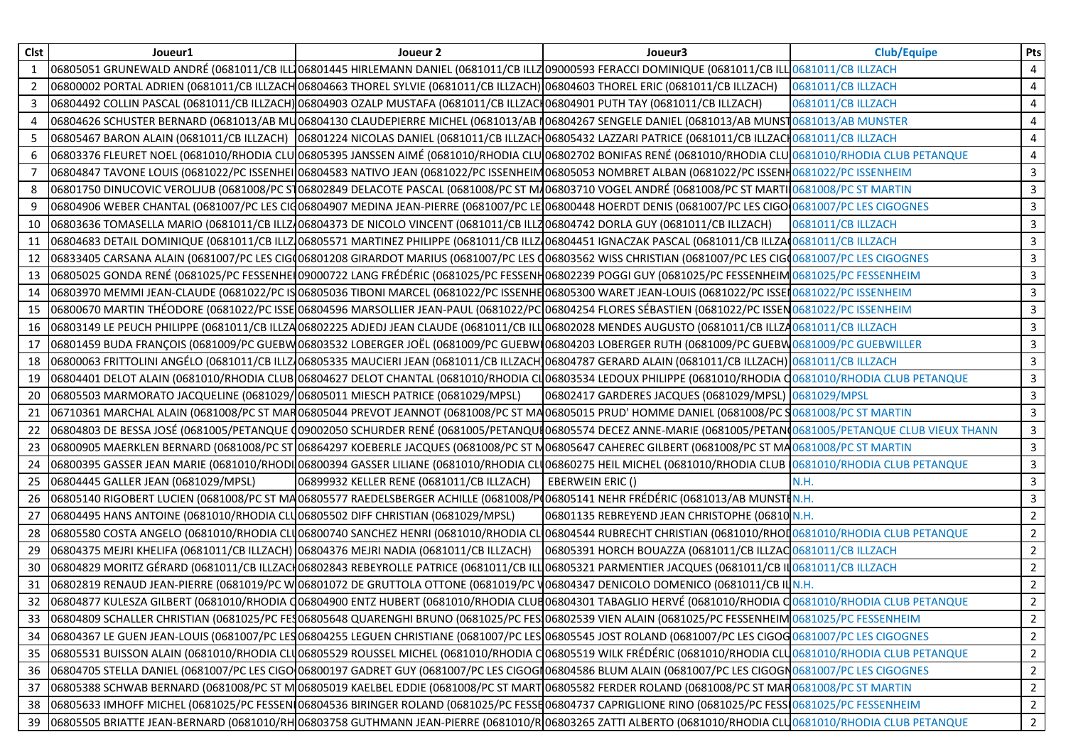| Clst | Joueur1 | Joueur 2 | Joueur3 | Club/Equipe | Pts |
|---|---|---|---|---|---|
| 1 | 06805051 GRUNEWALD ANDRÉ (0681011/CB ILL | 06801445 HIRLEMANN DANIEL (0681011/CB ILLZ | 09000593 FERACCI DOMINIQUE (0681011/CB ILL | 0681011/CB ILLZACH | 4 |
| 2 | 06800002 PORTAL ADRIEN (0681011/CB ILLZACH | 06804663 THOREL SYLVIE (0681011/CB ILLZACH) | 06804603 THOREL ERIC (0681011/CB ILLZACH) | 0681011/CB ILLZACH | 4 |
| 3 | 06804492 COLLIN PASCAL (0681011/CB ILLZACH) | 06804903 OZALP MUSTAFA (0681011/CB ILLZACH | 06804901 PUTH TAY (0681011/CB ILLZACH) | 0681011/CB ILLZACH | 4 |
| 4 | 06804626 SCHUSTER BERNARD (0681013/AB MU | 06804130 CLAUDEPIERRE MICHEL (0681013/AB M | 06804267 SENGELE DANIEL (0681013/AB MUNST | 0681013/AB MUNSTER | 4 |
| 5 | 06805467 BARON ALAIN (0681011/CB ILLZACH) | 06801224 NICOLAS DANIEL (0681011/CB ILLZACH | 06805432 LAZZARI PATRICE (0681011/CB ILLZACH | 0681011/CB ILLZACH | 4 |
| 6 | 06803376 FLEURET NOEL (0681010/RHODIA CLU | 06805395 JANSSEN AIMÉ (0681010/RHODIA CLU | 06802702 BONIFAS RENÉ (0681010/RHODIA CLU | 0681010/RHODIA CLUB PETANQUE | 4 |
| 7 | 06804847 TAVONE LOUIS (0681022/PC ISSENHEI | 06804583 NATIVO JEAN (0681022/PC ISSENHEIM | 06805053 NOMBRET ALBAN (0681022/PC ISSENH | 0681022/PC ISSENHEIM | 3 |
| 8 | 06801750 DINUCOVIC VEROLJUB (0681008/PC ST | 06802849 DELACOTE PASCAL (0681008/PC ST MA | 06803710 VOGEL ANDRÉ (0681008/PC ST MARTI | 0681008/PC ST MARTIN | 3 |
| 9 | 06804906 WEBER CHANTAL (0681007/PC LES CIG | 06804907 MEDINA JEAN-PIERRE (0681007/PC LE | 06800448 HOERDT DENIS (0681007/PC LES CIGO | 0681007/PC LES CIGOGNES | 3 |
| 10 | 06803636 TOMASELLA MARIO (0681011/CB ILLZ | 06804373 DE NICOLO VINCENT (0681011/CB ILLZ | 06804742 DORLA GUY (0681011/CB ILLZACH) | 0681011/CB ILLZACH | 3 |
| 11 | 06804683 DETAIL DOMINIQUE (0681011/CB ILLZ | 06805571 MARTINEZ PHILIPPE (0681011/CB ILLZ | 06804451 IGNACZAK PASCAL (0681011/CB ILLZA | 0681011/CB ILLZACH | 3 |
| 12 | 06833405 CARSANA ALAIN (0681007/PC LES CIG | 06801208 GIRARDOT MARIUS (0681007/PC LES C | 06803562 WISS CHRISTIAN (0681007/PC LES CIG | 0681007/PC LES CIGOGNES | 3 |
| 13 | 06805025 GONDA RENÉ (0681025/PC FESSENHEI | 09000722 LANG FRÉDÉRIC (0681025/PC FESSENH | 06802239 POGGI GUY (0681025/PC FESSENHEIM | 0681025/PC FESSENHEIM | 3 |
| 14 | 06803970 MEMMI JEAN-CLAUDE (0681022/PC IS | 06805036 TIBONI MARCEL (0681022/PC ISSENHE | 06805300 WARET JEAN-LOUIS (0681022/PC ISSE | 0681022/PC ISSENHEIM | 3 |
| 15 | 06800670 MARTIN THÉODORE (0681022/PC ISSE | 06804596 MARSOLLIER JEAN-PAUL (0681022/PC | 06804254 FLORES SÉBASTIEN (0681022/PC ISSEN | 0681022/PC ISSENHEIM | 3 |
| 16 | 06803149 LE PEUCH PHILIPPE (0681011/CB ILLZA | 06802225 ADJEDJ JEAN CLAUDE (0681011/CB ILL | 06802028 MENDES AUGUSTO (0681011/CB ILLZA | 0681011/CB ILLZACH | 3 |
| 17 | 06801459 BUDA FRANÇOIS (0681009/PC GUEBW | 06803532 LOBERGER JOËL (0681009/PC GUEBWI | 06804203 LOBERGER RUTH (0681009/PC GUEBW | 0681009/PC GUEBWILLER | 3 |
| 18 | 06800063 FRITTOLINI ANGÉLO (0681011/CB ILLZ | 06805335 MAUCIERI JEAN (0681011/CB ILLZACH) | 06804787 GERARD ALAIN (0681011/CB ILLZACH) | 0681011/CB ILLZACH | 3 |
| 19 | 06804401 DELOT ALAIN (0681010/RHODIA CLUB | 06804627 DELOT CHANTAL (0681010/RHODIA CL | 06803534 LEDOUX PHILIPPE (0681010/RHODIA C | 0681010/RHODIA CLUB PETANQUE | 3 |
| 20 | 06805503 MARMORATO JACQUELINE (0681029/ | 06805011 MIESCH PATRICE (0681029/MPSL) | 06802417 GARDERES JACQUES (0681029/MPSL) | 0681029/MPSL | 3 |
| 21 | 06710361 MARCHAL ALAIN (0681008/PC ST MAR | 06805044 PREVOT JEANNOT (0681008/PC ST MA | 06805015 PRUD' HOMME DANIEL (0681008/PC S | 0681008/PC ST MARTIN | 3 |
| 22 | 06804803 DE BESSA JOSÉ (0681005/PETANQUE ( | 09002050 SCHURDER RENÉ (0681005/PETANQUE | 06805574 DECEZ ANNE-MARIE (0681005/PETAN | 0681005/PETANQUE CLUB VIEUX THANN | 3 |
| 23 | 06800905 MAERKLEN BERNARD (0681008/PC ST | 06864297 KOEBERLE JACQUES (0681008/PC ST M | 06805647 CAHEREC GILBERT (0681008/PC ST MA | 0681008/PC ST MARTIN | 3 |
| 24 | 06800395 GASSER JEAN MARIE (0681010/RHODI | 06800394 GASSER LILIANE (0681010/RHODIA CL | 06860275 HEIL MICHEL (0681010/RHODIA CLUB | 0681010/RHODIA CLUB PETANQUE | 3 |
| 25 | 06804445 GALLER JEAN (0681029/MPSL) | 06899932 KELLER RENE (0681011/CB ILLZACH) | EBERWEIN ERIC () | N.H. | 3 |
| 26 | 06805140 RIGOBERT LUCIEN (0681008/PC ST MA | 06805577 RAEDELSBERGER ACHILLE (0681008/P | 06805141 NEHR FRÉDÉRIC (0681013/AB MUNST | N.H. | 3 |
| 27 | 06804495 HANS ANTOINE (0681010/RHODIA CLU | 06805502 DIFF CHRISTIAN (0681029/MPSL) | 06801135 REBREYEND JEAN CHRISTOPHE (06810 | N.H. | 2 |
| 28 | 06805580 COSTA ANGELO (0681010/RHODIA CLU | 06800740 SANCHEZ HENRI (0681010/RHODIA CL | 06804544 RUBRECHT CHRISTIAN (0681010/RHOD | 0681010/RHODIA CLUB PETANQUE | 2 |
| 29 | 06804375 MEJRI KHELIFA (0681011/CB ILLZACH) | 06804376 MEJRI NADIA (0681011/CB ILLZACH) | 06805391 HORCH BOUAZZA (0681011/CB ILLZAC | 0681011/CB ILLZACH | 2 |
| 30 | 06804829 MORITZ GÉRARD (0681011/CB ILLZACH | 06802843 REBEYROLLE PATRICE (0681011/CB ILL | 06805321 PARMENTIER JACQUES (0681011/CB IL | 0681011/CB ILLZACH | 2 |
| 31 | 06802819 RENAUD JEAN-PIERRE (0681019/PC W | 06801072 DE GRUTTOLA OTTONE (0681019/PC W | 06804347 DENICOLO DOMENICO (0681011/CB IL | N.H. | 2 |
| 32 | 06804877 KULESZA GILBERT (0681010/RHODIA C | 06804900 ENTZ HUBERT (0681010/RHODIA CLUB | 06804301 TABAGLIO HERVÉ (0681010/RHODIA C | 0681010/RHODIA CLUB PETANQUE | 2 |
| 33 | 06804809 SCHALLER CHRISTIAN (0681025/PC FES | 06805648 QUARENGHI BRUNO (0681025/PC FES | 06802539 VIEN ALAIN (0681025/PC FESSENHEIM | 0681025/PC FESSENHEIM | 2 |
| 34 | 06804367 LE GUEN JEAN-LOUIS (0681007/PC LES | 06804255 LEGUEN CHRISTIANE (0681007/PC LES | 06805545 JOST ROLAND (0681007/PC LES CIGOG | 0681007/PC LES CIGOGNES | 2 |
| 35 | 06805531 BUISSON ALAIN (0681010/RHODIA CLU | 06805529 ROUSSEL MICHEL (0681010/RHODIA C | 06805519 WILK FRÉDÉRIC (0681010/RHODIA CLU | 0681010/RHODIA CLUB PETANQUE | 2 |
| 36 | 06804705 STELLA DANIEL (0681007/PC LES CIGO | 06800197 GADRET GUY (0681007/PC LES CIGOGN | 06804586 BLUM ALAIN (0681007/PC LES CIGOGN | 0681007/PC LES CIGOGNES | 2 |
| 37 | 06805388 SCHWAB BERNARD (0681008/PC ST M | 06805019 KAELBEL EDDIE (0681008/PC ST MART | 06805582 FERDER ROLAND (0681008/PC ST MAR | 0681008/PC ST MARTIN | 2 |
| 38 | 06805633 IMHOFF MICHEL (0681025/PC FESSEN | 06804536 BIRINGER ROLAND (0681025/PC FESSE | 06804737 CAPRIGLIONE RINO (0681025/PC FESS | 0681025/PC FESSENHEIM | 2 |
| 39 | 06805505 BRIATTE JEAN-BERNARD (0681010/RH | 06803758 GUTHMANN JEAN-PIERRE (0681010/R | 06803265 ZATTI ALBERTO (0681010/RHODIA CLU | 0681010/RHODIA CLUB PETANQUE | 2 |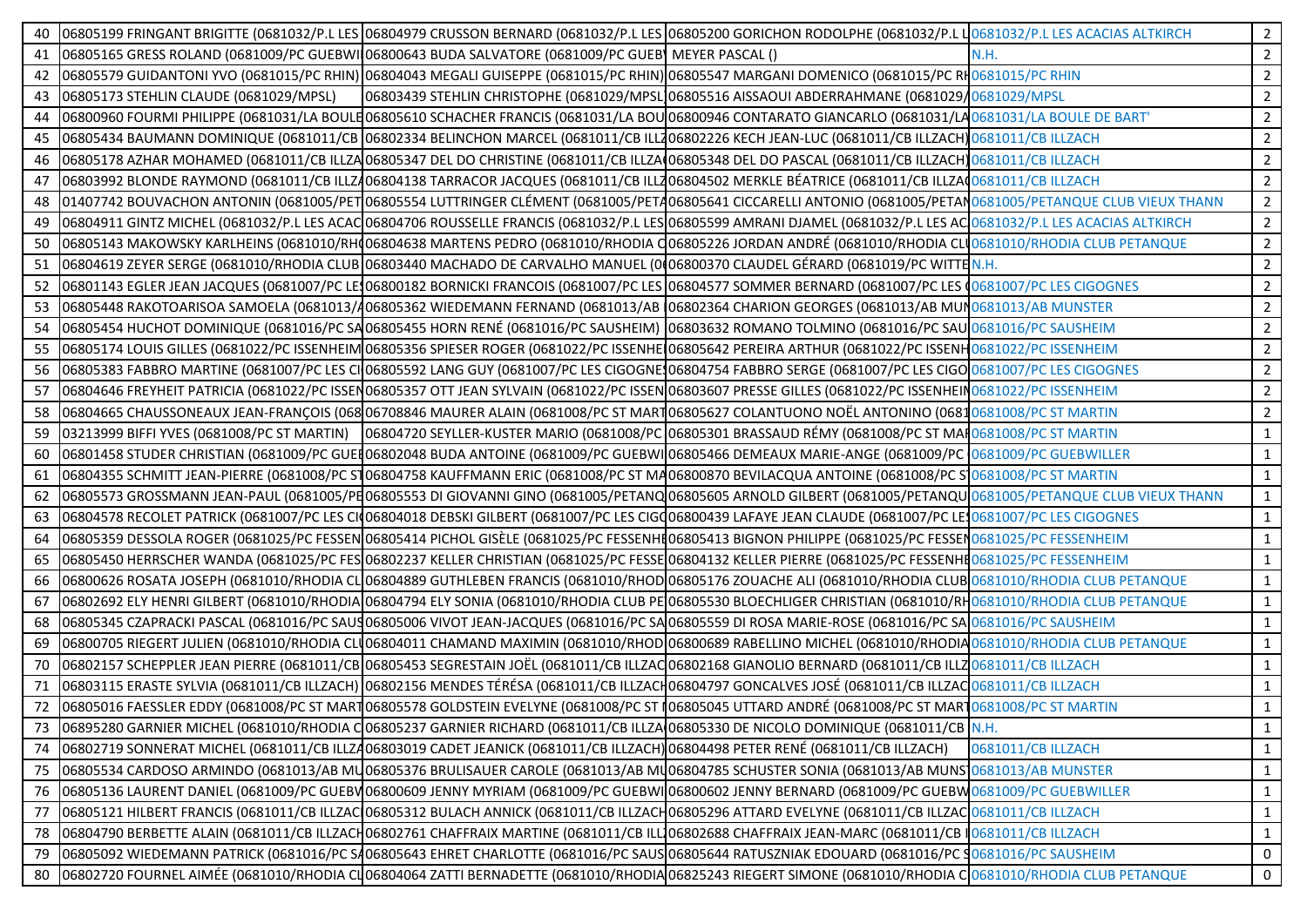| | | | | | |
|---|---|---|---|---|---|
| 40 | 06805199 FRINGANT BRIGITTE (0681032/P.L LES | 06804979 CRUSSON BERNARD (0681032/P.L LES | 06805200 GORICHON RODOLPHE (0681032/P.L L | 0681032/P.L LES ACACIAS ALTKIRCH | 2 |
| 41 | 06805165 GRESS ROLAND (0681009/PC GUEBWI | 06800643 BUDA SALVATORE (0681009/PC GUEB | MEYER PASCAL () | N.H. | 2 |
| 42 | 06805579 GUIDANTONI YVO (0681015/PC RHIN) | 06804043 MEGALI GUISEPPE (0681015/PC RHIN) | 06805547 MARGANI DOMENICO (0681015/PC RH | 0681015/PC RHIN | 2 |
| 43 | 06805173 STEHLIN CLAUDE (0681029/MPSL) | 06803439 STEHLIN CHRISTOPHE (0681029/MPSL | 06805516 AISSAOUI ABDERRAHMANE (0681029/ | 0681029/MPSL | 2 |
| 44 | 06800960 FOURMI PHILIPPE (0681031/LA BOULE | 06805610 SCHACHER FRANCIS (0681031/LA BOU | 06800946 CONTARATO GIANCARLO (0681031/LA | 0681031/LA BOULE DE BART' | 2 |
| 45 | 06805434 BAUMANN DOMINIQUE (0681011/CB | 06802334 BELINCHON MARCEL (0681011/CB ILLZ | 06802226 KECH JEAN-LUC (0681011/CB ILLZACH) | 0681011/CB ILLZACH | 2 |
| 46 | 06805178 AZHAR MOHAMED (0681011/CB ILLZA | 06805347 DEL DO CHRISTINE (0681011/CB ILLZA | 06805348 DEL DO PASCAL (0681011/CB ILLZACH) | 0681011/CB ILLZACH | 2 |
| 47 | 06803992 BLONDE RAYMOND (0681011/CB ILLZ | 06804138 TARRACOR JACQUES (0681011/CB ILLZ | 06804502 MERKLE BÉATRICE (0681011/CB ILLZA | 0681011/CB ILLZACH | 2 |
| 48 | 01407742 BOUVACHON ANTONIN (0681005/PET | 06805554 LUTTRINGER CLÉMENT (0681005/PETA | 06805641 CICCARELLI ANTONIO (0681005/PETAN | 0681005/PETANQUE CLUB VIEUX THANN | 2 |
| 49 | 06804911 GINTZ MICHEL (0681032/P.L LES ACAC | 06804706 ROUSSELLE FRANCIS (0681032/P.L LES | 06805599 AMRANI DJAMEL (0681032/P.L LES AC | 0681032/P.L LES ACACIAS ALTKIRCH | 2 |
| 50 | 06805143 MAKOWSKY KARLHEINS (0681010/RH | 06804638 MARTENS PEDRO (0681010/RHODIA C | 06805226 JORDAN ANDRÉ (0681010/RHODIA CL | 0681010/RHODIA CLUB PETANQUE | 2 |
| 51 | 06804619 ZEYER SERGE (0681010/RHODIA CLUB | 06803440 MACHADO DE CARVALHO MANUEL (0 | 06800370 CLAUDEL GÉRARD (0681019/PC WITTE | N.H. | 2 |
| 52 | 06801143 EGLER JEAN JACQUES (0681007/PC LE | 06800182 BORNICKI FRANCOIS (0681007/PC LES | 06804577 SOMMER BERNARD (0681007/PC LES | 0681007/PC LES CIGOGNES | 2 |
| 53 | 06805448 RAKOTOARISOA SAMOELA (0681013/ | 06805362 WIEDEMANN FERNAND (0681013/AB | 06802364 CHARION GEORGES (0681013/AB MUN | 0681013/AB MUNSTER | 2 |
| 54 | 06805454 HUCHOT DOMINIQUE (0681016/PC SA | 06805455 HORN RENÉ (0681016/PC SAUSHEIM) | 06803632 ROMANO TOLMINO (0681016/PC SAU | 0681016/PC SAUSHEIM | 2 |
| 55 | 06805174 LOUIS GILLES (0681022/PC ISSENHEIM | 06805356 SPIESER ROGER (0681022/PC ISSENHE | 06805642 PEREIRA ARTHUR (0681022/PC ISSENH | 0681022/PC ISSENHEIM | 2 |
| 56 | 06805383 FABBRO MARTINE (0681007/PC LES CI | 06805592 LANG GUY (0681007/PC LES CIGOGNE | 06804754 FABBRO SERGE (0681007/PC LES CIGO | 0681007/PC LES CIGOGNES | 2 |
| 57 | 06804646 FREYHEIT PATRICIA (0681022/PC ISSEN | 06805357 OTT JEAN SYLVAIN (0681022/PC ISSEN | 06803607 PRESSE GILLES (0681022/PC ISSENHEIM | 0681022/PC ISSENHEIM | 2 |
| 58 | 06804665 CHAUSSONEAUX JEAN-FRANÇOIS (068 | 06708846 MAURER ALAIN (0681008/PC ST MART | 06805627 COLANTUONO NOËL ANTONINO (0681 | 0681008/PC ST MARTIN | 2 |
| 59 | 03213999 BIFFI YVES (0681008/PC ST MARTIN) | 06804720 SEYLLER-KUSTER MARIO (0681008/PC | 06805301 BRASSAUD RÉMY (0681008/PC ST MA | 0681008/PC ST MARTIN | 1 |
| 60 | 06801458 STUDER CHRISTIAN (0681009/PC GUE | 06802048 BUDA ANTOINE (0681009/PC GUEBWI | 06805466 DEMEAUX MARIE-ANGE (0681009/PC | 0681009/PC GUEBWILLER | 1 |
| 61 | 06804355 SCHMITT JEAN-PIERRE (0681008/PC S | 06804758 KAUFFMANN ERIC (0681008/PC ST MA | 06800870 BEVILACQUA ANTOINE (0681008/PC S | 0681008/PC ST MARTIN | 1 |
| 62 | 06805573 GROSSMANN JEAN-PAUL (0681005/PE | 06805553 DI GIOVANNI GINO (0681005/PETANQ | 06805605 ARNOLD GILBERT (0681005/PETANQU | 0681005/PETANQUE CLUB VIEUX THANN | 1 |
| 63 | 06804578 RECOLET PATRICK (0681007/PC LES CI | 06804018 DEBSKI GILBERT (0681007/PC LES CIGO | 06800439 LAFAYE JEAN CLAUDE (0681007/PC LE | 0681007/PC LES CIGOGNES | 1 |
| 64 | 06805359 DESSOLA ROGER (0681025/PC FESSEN | 06805414 PICHOL GISÈLE (0681025/PC FESSENH | 06805413 BIGNON PHILIPPE (0681025/PC FESSEN | 0681025/PC FESSENHEIM | 1 |
| 65 | 06805450 HERRSCHER WANDA (0681025/PC FES | 06802237 KELLER CHRISTIAN (0681025/PC FESSE | 06804132 KELLER PIERRE (0681025/PC FESSENHE | 0681025/PC FESSENHEIM | 1 |
| 66 | 06800626 ROSATA JOSEPH (0681010/RHODIA CL | 06804889 GUTHLEBEN FRANCIS (0681010/RHOD | 06805176 ZOUACHE ALI (0681010/RHODIA CLUB | 0681010/RHODIA CLUB PETANQUE | 1 |
| 67 | 06802692 ELY HENRI GILBERT (0681010/RHODIA | 06804794 ELY SONIA (0681010/RHODIA CLUB PE | 06805530 BLOECHLIGER CHRISTIAN (0681010/RH | 0681010/RHODIA CLUB PETANQUE | 1 |
| 68 | 06805345 CZAPRACKI PASCAL (0681016/PC SAUS | 06805006 VIVOT JEAN-JACQUES (0681016/PC SA | 06805559 DI ROSA MARIE-ROSE (0681016/PC SA | 0681016/PC SAUSHEIM | 1 |
| 69 | 06800705 RIEGERT JULIEN (0681010/RHODIA CL | 06804011 CHAMAND MAXIMIN (0681010/RHOD | 06800689 RABELLINO MICHEL (0681010/RHODIA | 0681010/RHODIA CLUB PETANQUE | 1 |
| 70 | 06802157 SCHEPPLER JEAN PIERRE (0681011/CB | 06805453 SEGRESTAIN JOËL (0681011/CB ILLZAC | 06802168 GIANOLIO BERNARD (0681011/CB ILLZ | 0681011/CB ILLZACH | 1 |
| 71 | 06803115 ERASTE SYLVIA (0681011/CB ILLZACH) | 06802156 MENDES TÉRÉSA (0681011/CB ILLZACH | 06804797 GONCALVES JOSÉ (0681011/CB ILLZAC | 0681011/CB ILLZACH | 1 |
| 72 | 06805016 FAESSLER EDDY (0681008/PC ST MAR | 06805578 GOLDSTEIN EVELYNE (0681008/PC ST | 06805045 UTTARD ANDRÉ (0681008/PC ST MAR | 0681008/PC ST MARTIN | 1 |
| 73 | 06895280 GARNIER MICHEL (0681010/RHODIA C | 06805237 GARNIER RICHARD (0681011/CB ILLZA | 06805330 DE NICOLO DOMINIQUE (0681011/CB | N.H. | 1 |
| 74 | 06802719 SONNERAT MICHEL (0681011/CB ILLZ | 06803019 CADET JEANICK (0681011/CB ILLZACH) | 06804498 PETER RENÉ (0681011/CB ILLZACH) | 0681011/CB ILLZACH | 1 |
| 75 | 06805534 CARDOSO ARMINDO (0681013/AB MU | 06805376 BRULISAUER CAROLE (0681013/AB MU | 06804785 SCHUSTER SONIA (0681013/AB MUNS | 0681013/AB MUNSTER | 1 |
| 76 | 06805136 LAURENT DANIEL (0681009/PC GUEBV | 06800609 JENNY MYRIAM (0681009/PC GUEBWI | 06800602 JENNY BERNARD (0681009/PC GUEBW | 0681009/PC GUEBWILLER | 1 |
| 77 | 06805121 HILBERT FRANCIS (0681011/CB ILLZAC | 06805312 BULACH ANNICK (0681011/CB ILLZACH | 06805296 ATTARD EVELYNE (0681011/CB ILLZAC | 0681011/CB ILLZACH | 1 |
| 78 | 06804790 BERBETTE ALAIN (0681011/CB ILLZACH | 06802761 CHAFFRAIX MARTINE (0681011/CB ILL | 06802688 CHAFFRAIX JEAN-MARC (0681011/CB I | 0681011/CB ILLZACH | 1 |
| 79 | 06805092 WIEDEMANN PATRICK (0681016/PC SA | 06805643 EHRET CHARLOTTE (0681016/PC SAUS | 06805644 RATUSZNIAK EDOUARD (0681016/PC S | 0681016/PC SAUSHEIM | 0 |
| 80 | 06802720 FOURNEL AIMÉE (0681010/RHODIA CL | 06804064 ZATTI BERNADETTE (0681010/RHODIA | 06825243 RIEGERT SIMONE (0681010/RHODIA C | 0681010/RHODIA CLUB PETANQUE | 0 |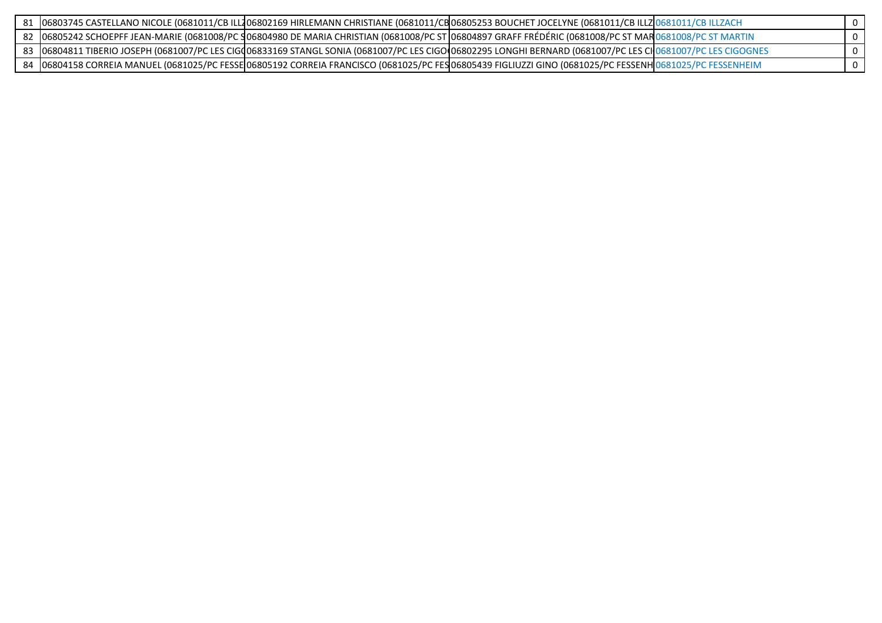| | | | | | |
|---|---|---|---|---|---|
| 81 | 06803745 CASTELLANO NICOLE (0681011/CB ILLZ | 06802169 HIRLEMANN CHRISTIANE (0681011/CB | 06805253 BOUCHET JOCELYNE (0681011/CB ILLZ | 0681011/CB ILLZACH | 0 |
| 82 | 06805242 SCHOEPFF JEAN-MARIE (0681008/PC S | 06804980 DE MARIA CHRISTIAN (0681008/PC ST | 06804897 GRAFF FRÉDÉRIC (0681008/PC ST MAR | 0681008/PC ST MARTIN | 0 |
| 83 | 06804811 TIBERIO JOSEPH (0681007/PC LES CIGO | 06833169 STANGL SONIA (0681007/PC LES CIGO | 06802295 LONGHI BERNARD (0681007/PC LES CI | 0681007/PC LES CIGOGNES | 0 |
| 84 | 06804158 CORREIA MANUEL (0681025/PC FESSE | 06805192 CORREIA FRANCISCO (0681025/PC FES | 06805439 FIGLIUZZI GINO (0681025/PC FESSENH | 0681025/PC FESSENHEIM | 0 |